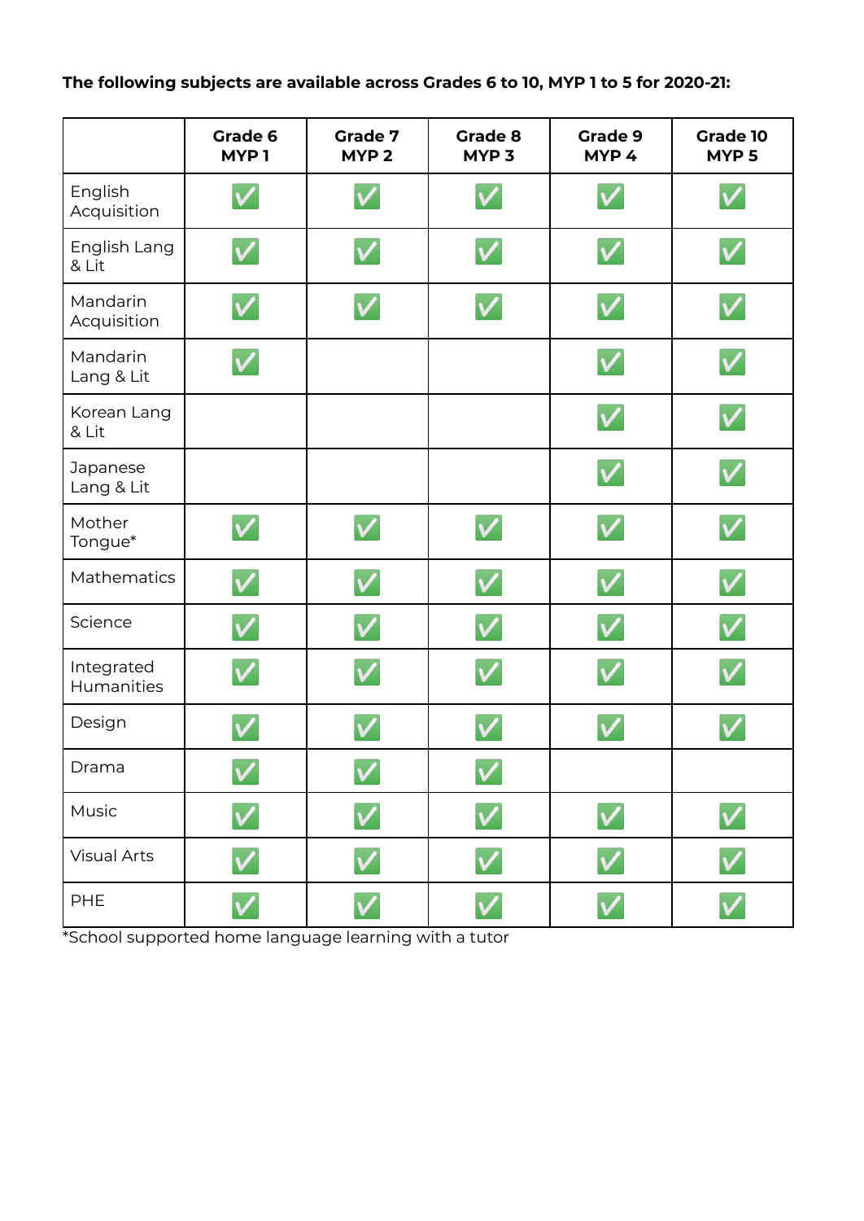**The following subjects are available across Grades 6 to 10, MYP 1 to 5 for 2020-21:**

| | **Grade 6 MYP 1** | **Grade 7 MYP 2** | **Grade 8 MYP 3** | **Grade 9 MYP 4** | **Grade 10 MYP 5** |
|---|---|---|---|---|---|
| English Acquisition | ✅ | ✅ | ✅ | ✅ | ✅ |
| English Lang & Lit | ✅ | ✅ | ✅ | ✅ | ✅ |
| Mandarin Acquisition | ✅ | ✅ | ✅ | ✅ | ✅ |
| Mandarin Lang & Lit | ✅ | | | ✅ | ✅ |
| Korean Lang & Lit | | | | ✅ | ✅ |
| Japanese Lang & Lit | | | | ✅ | ✅ |
| Mother Tongue* | ✅ | ✅ | ✅ | ✅ | ✅ |
| Mathematics | ✅ | ✅ | ✅ | ✅ | ✅ |
| Science | ✅ | ✅ | ✅ | ✅ | ✅ |
| Integrated Humanities | ✅ | ✅ | ✅ | ✅ | ✅ |
| Design | ✅ | ✅ | ✅ | ✅ | ✅ |
| Drama | ✅ | ✅ | ✅ | | |
| Music | ✅ | ✅ | ✅ | ✅ | ✅ |
| Visual Arts | ✅ | ✅ | ✅ | ✅ | ✅ |
| PHE | ✅ | ✅ | ✅ | ✅ | ✅ |

*School supported home language learning with a tutor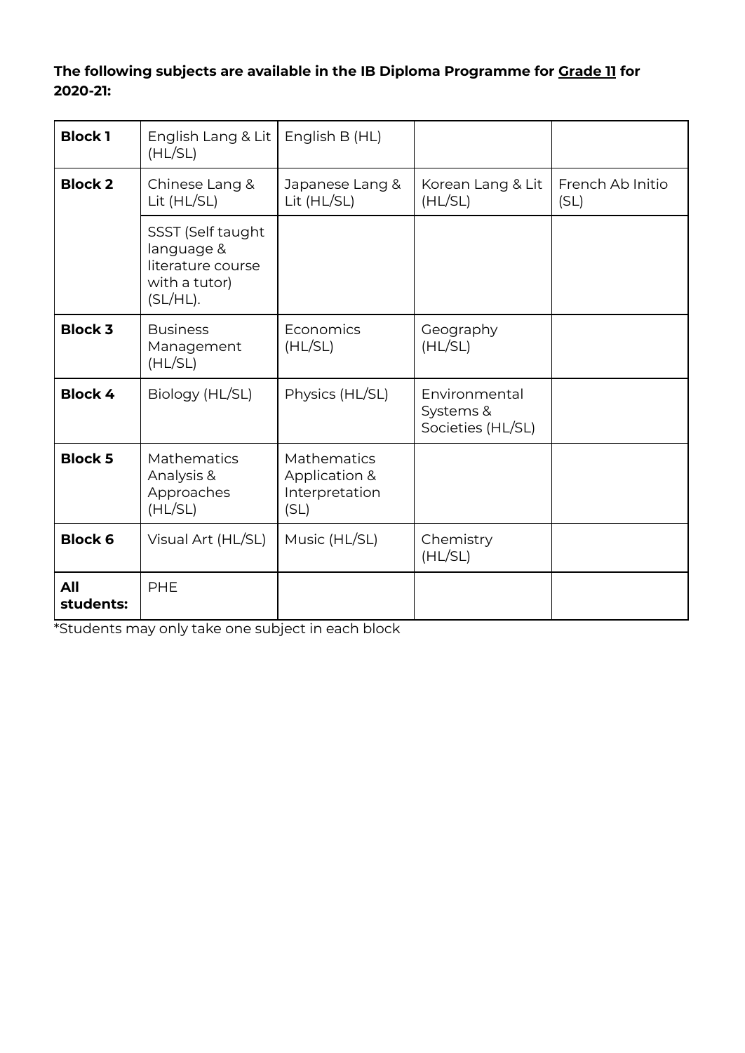**The following subjects are available in the IB Diploma Programme for <u>Grade 11</u> for 2020-21:**

| | | | | |
|---|---|---|---|---|
| **Block 1** | English Lang & Lit (HL/SL) | English B (HL) | | |
| **Block 2** | Chinese Lang & Lit (HL/SL) | Japanese Lang & Lit (HL/SL) | Korean Lang & Lit (HL/SL) | French Ab Initio (SL) |
| | SSST (Self taught language & literature course with a tutor) (SL/HL). | | | |
| **Block 3** | Business Management (HL/SL) | Economics (HL/SL) | Geography (HL/SL) | |
| **Block 4** | Biology (HL/SL) | Physics (HL/SL) | Environmental Systems & Societies (HL/SL) | |
| **Block 5** | Mathematics Analysis & Approaches (HL/SL) | Mathematics Application & Interpretation (SL) | | |
| **Block 6** | Visual Art (HL/SL) | Music (HL/SL) | Chemistry (HL/SL) | |
| **All students:** | PHE | | | |

*Students may only take one subject in each block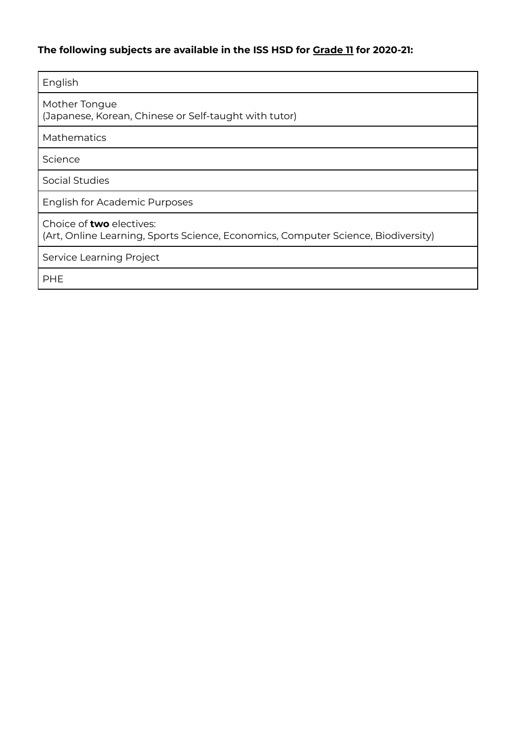**The following subjects are available in the ISS HSD for Grade 11 for 2020-21:**

| |
|---|
| English |
| Mother Tongue<br>(Japanese, Korean, Chinese or Self-taught with tutor) |
| Mathematics |
| Science |
| Social Studies |
| English for Academic Purposes |
| Choice of **two** electives:<br>(Art, Online Learning, Sports Science, Economics, Computer Science, Biodiversity) |
| Service Learning Project |
| PHE |